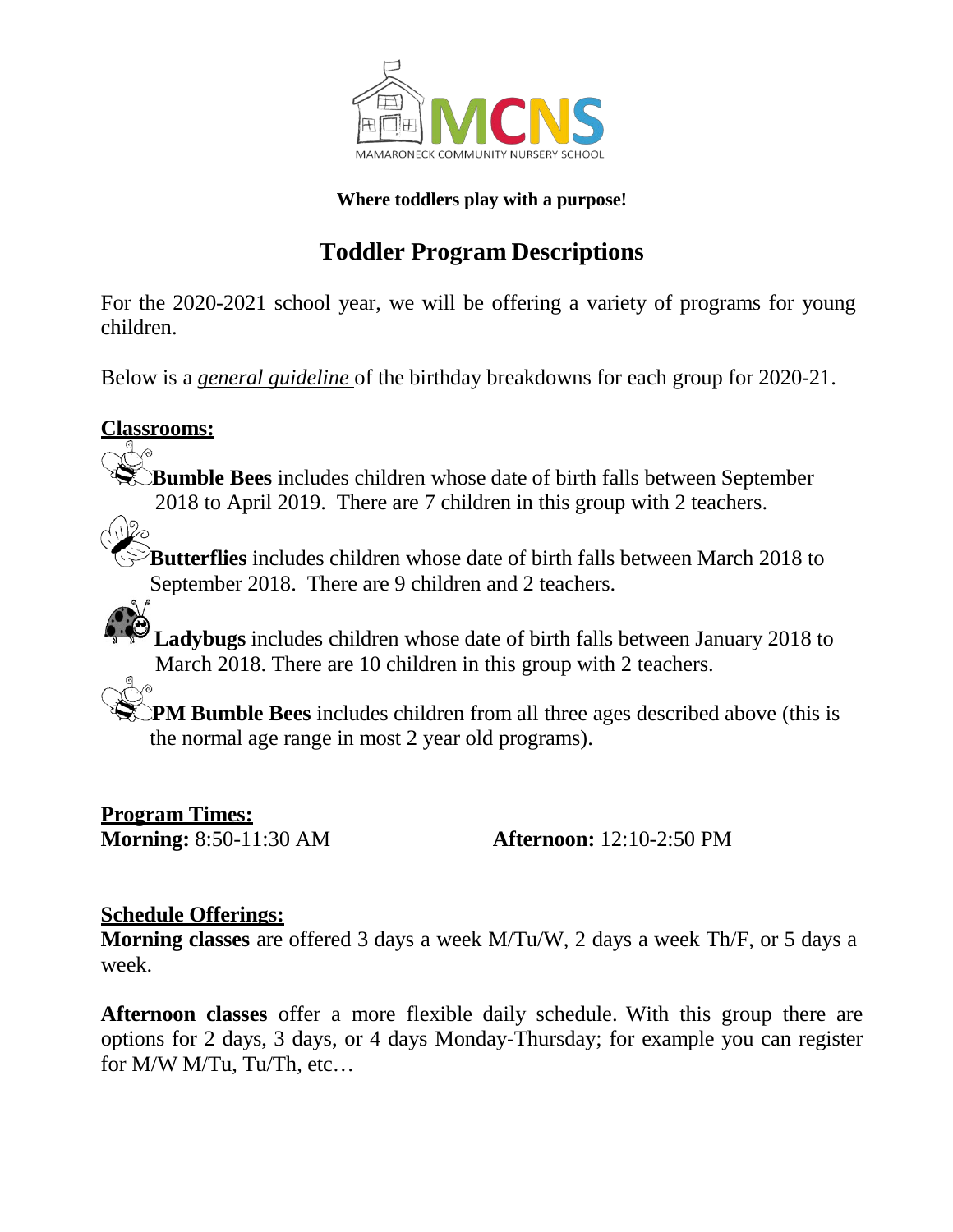MCNS

MAMARONECK COMMUNITY NURSERY SCHOOL

**Where toddlers play with a purpose!**

# Toddler Program Descriptions

For the 2020-2021 school year, we will be offering a variety of programs for young children.

Below is a ***general guideline*** of the birthday breakdowns for each group for 2020-21.

## Classrooms:

**Bumble Bees** includes children whose date of birth falls between September 2018 to April 2019. There are 7 children in this group with 2 teachers.

**Butterflies** includes children whose date of birth falls between March 2018 to September 2018. There are 9 children and 2 teachers.

**Ladybugs** includes children whose date of birth falls between January 2018 to March 2018. There are 10 children in this group with 2 teachers.

**PM Bumble Bees** includes children from all three ages described above (this is the normal age range in most 2 year old programs).

## Program Times:

**Morning:** 8:50-11:30 AM

**Afternoon:** 12:10-2:50 PM

## Schedule Offerings:

**Morning classes** are offered 3 days a week M/Tu/W, 2 days a week Th/F, or 5 days a week.

**Afternoon classes** offer a more flexible daily schedule. With this group there are options for 2 days, 3 days, or 4 days Monday-Thursday; for example you can register for M/W M/Tu, Tu/Th, etc…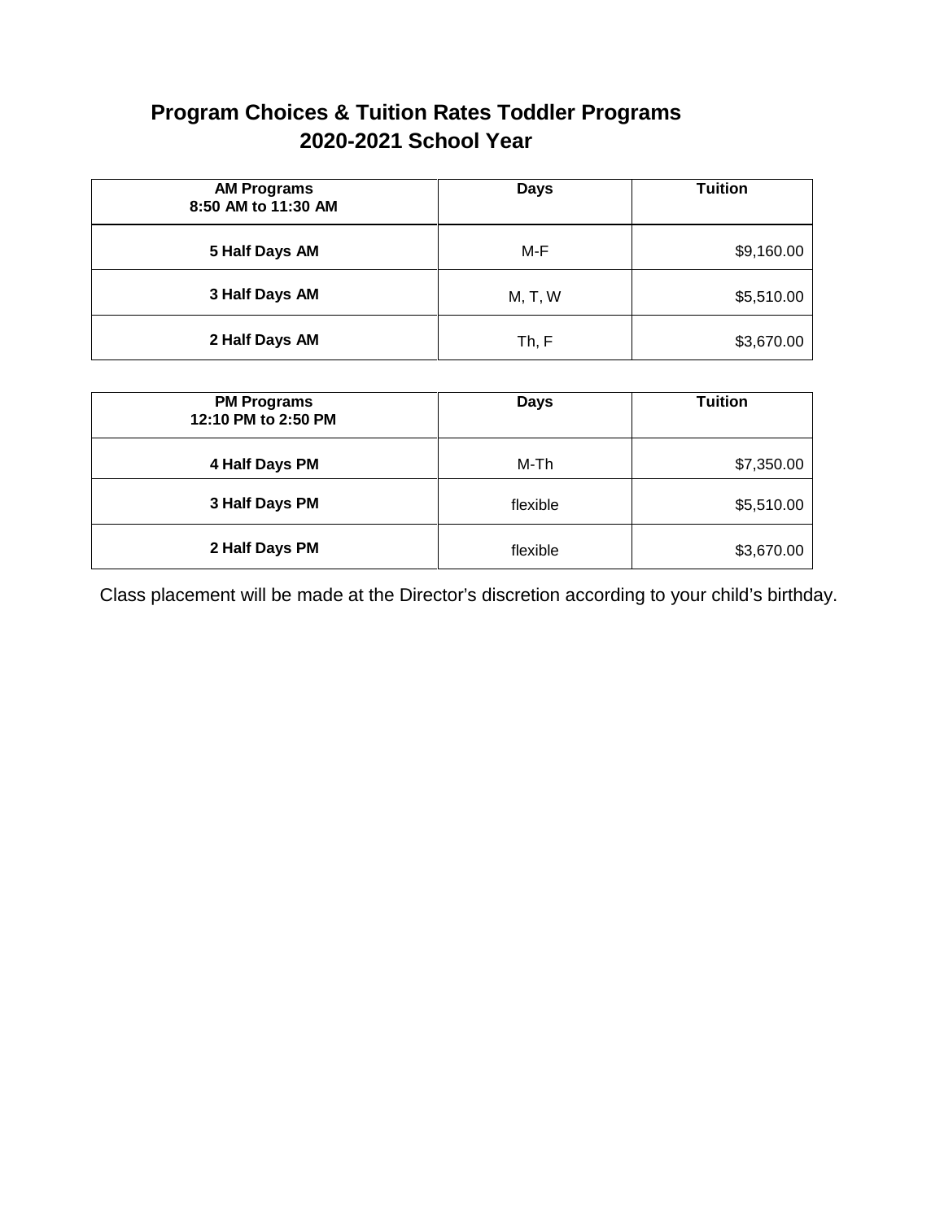# Program Choices & Tuition Rates Toddler Programs
## 2020-2021 School Year

| AM Programs<br>8:50 AM to 11:30 AM | Days | Tuition |
|---|---|---|
| **5 Half Days AM** | M-F | $9,160.00 |
| **3 Half Days AM** | M, T, W | $5,510.00 |
| **2 Half Days AM** | Th, F | $3,670.00 |

| PM Programs<br>12:10 PM to 2:50 PM | Days | Tuition |
|---|---|---|
| **4 Half Days PM** | M-Th | $7,350.00 |
| **3 Half Days PM** | flexible | $5,510.00 |
| **2 Half Days PM** | flexible | $3,670.00 |

Class placement will be made at the Director's discretion according to your child's birthday.